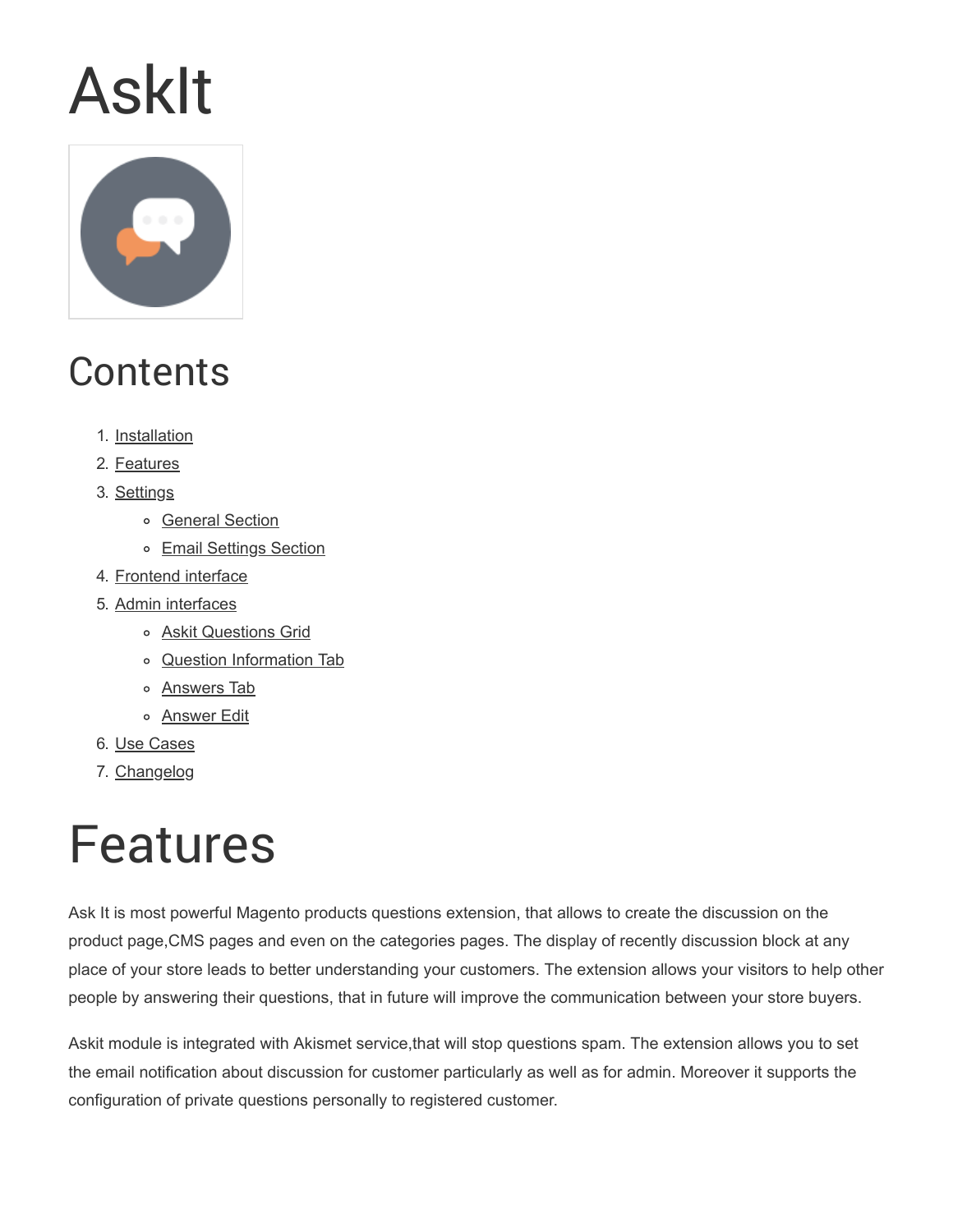# AskIt

## Contents

1. Installation
2. Features
3. Settings
   - General Section
   - Email Settings Section
4. Frontend interface
5. Admin interfaces
   - Askit Questions Grid
   - Question Information Tab
   - Answers Tab
   - Answer Edit
6. Use Cases
7. Changelog

# Features

Ask It is most powerful Magento products questions extension, that allows to create the discussion on the product page,CMS pages and even on the categories pages. The display of recently discussion block at any place of your store leads to better understanding your customers. The extension allows your visitors to help other people by answering their questions, that in future will improve the communication between your store buyers.

Askit module is integrated with Akismet service,that will stop questions spam. The extension allows you to set the email notification about discussion for customer particularly as well as for admin. Moreover it supports the configuration of private questions personally to registered customer.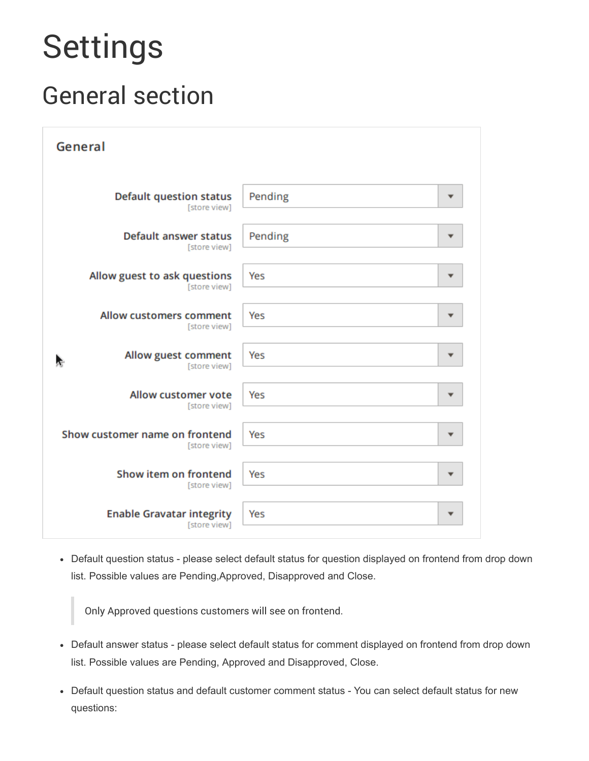# Settings

## General section

General

| Setting | Scope | Value |
| --- | --- | --- |
| Default question status | [store view] | Pending |
| Default answer status | [store view] | Pending |
| Allow guest to ask questions | [store view] | Yes |
| Allow customers comment | [store view] | Yes |
| Allow guest comment | [store view] | Yes |
| Allow customer vote | [store view] | Yes |
| Show customer name on frontend | [store view] | Yes |
| Show item on frontend | [store view] | Yes |
| Enable Gravatar integrity | [store view] | Yes |

- Default question status - please select default status for question displayed on frontend from drop down list. Possible values are Pending,Approved, Disapproved and Close.

> Only Approved questions customers will see on frontend.

- Default answer status - please select default status for comment displayed on frontend from drop down list. Possible values are Pending, Approved and Disapproved, Close.
- Default question status and default customer comment status - You can select default status for new questions: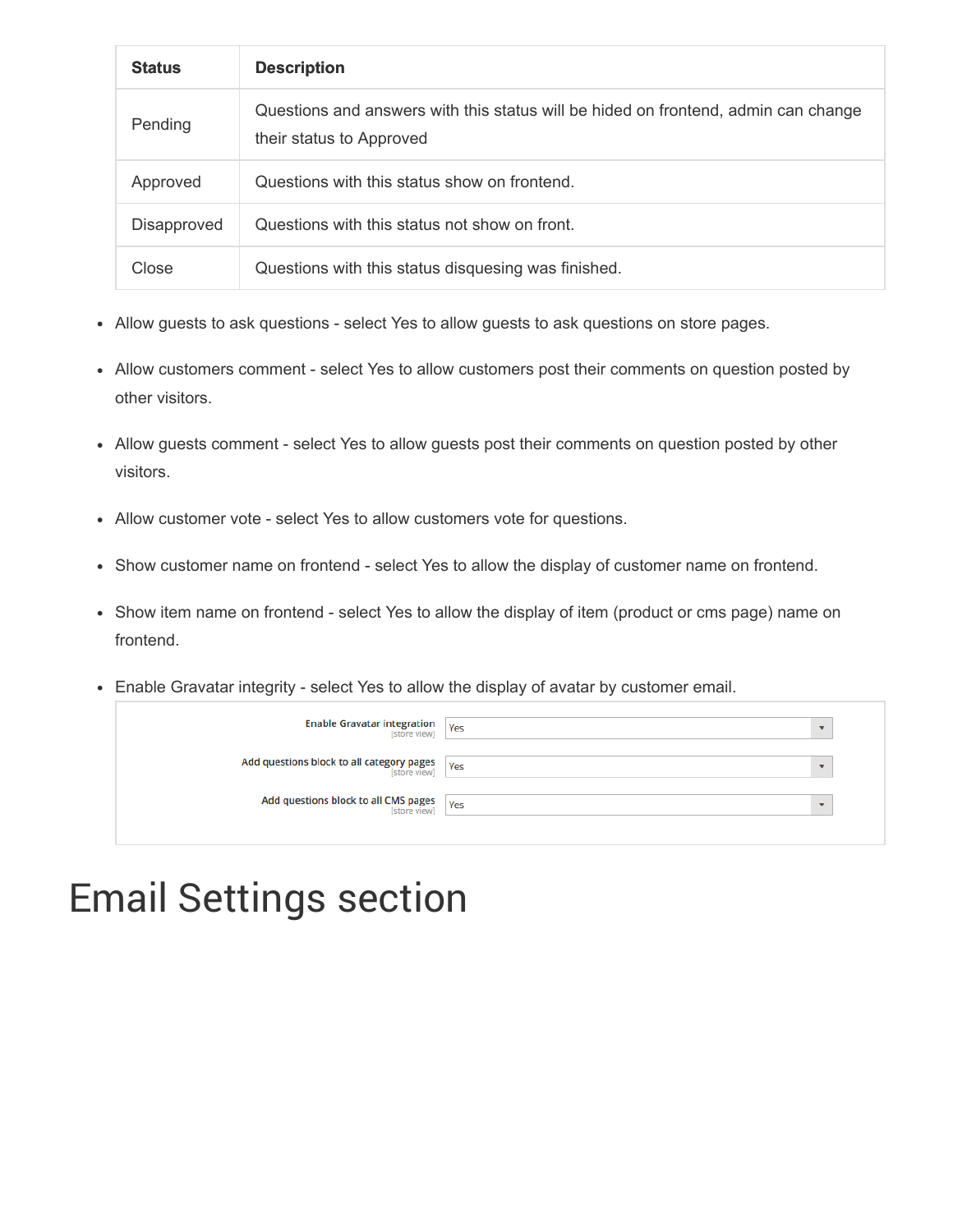| Status | Description |
| --- | --- |
| Pending | Questions and answers with this status will be hided on frontend, admin can change their status to Approved |
| Approved | Questions with this status show on frontend. |
| Disapproved | Questions with this status not show on front. |
| Close | Questions with this status disquesing was finished. |

- Allow guests to ask questions - select Yes to allow guests to ask questions on store pages.
- Allow customers comment - select Yes to allow customers post their comments on question posted by other visitors.
- Allow guests comment - select Yes to allow guests post their comments on question posted by other visitors.
- Allow customer vote - select Yes to allow customers vote for questions.
- Show customer name on frontend - select Yes to allow the display of customer name on frontend.
- Show item name on frontend - select Yes to allow the display of item (product or cms page) name on frontend.
- Enable Gravatar integrity - select Yes to allow the display of avatar by customer email.

| Setting | Scope | Value |
| --- | --- | --- |
| Enable Gravatar integration | [store view] | Yes |
| Add questions block to all category pages | [store view] | Yes |
| Add questions block to all CMS pages | [store view] | Yes |

# Email Settings section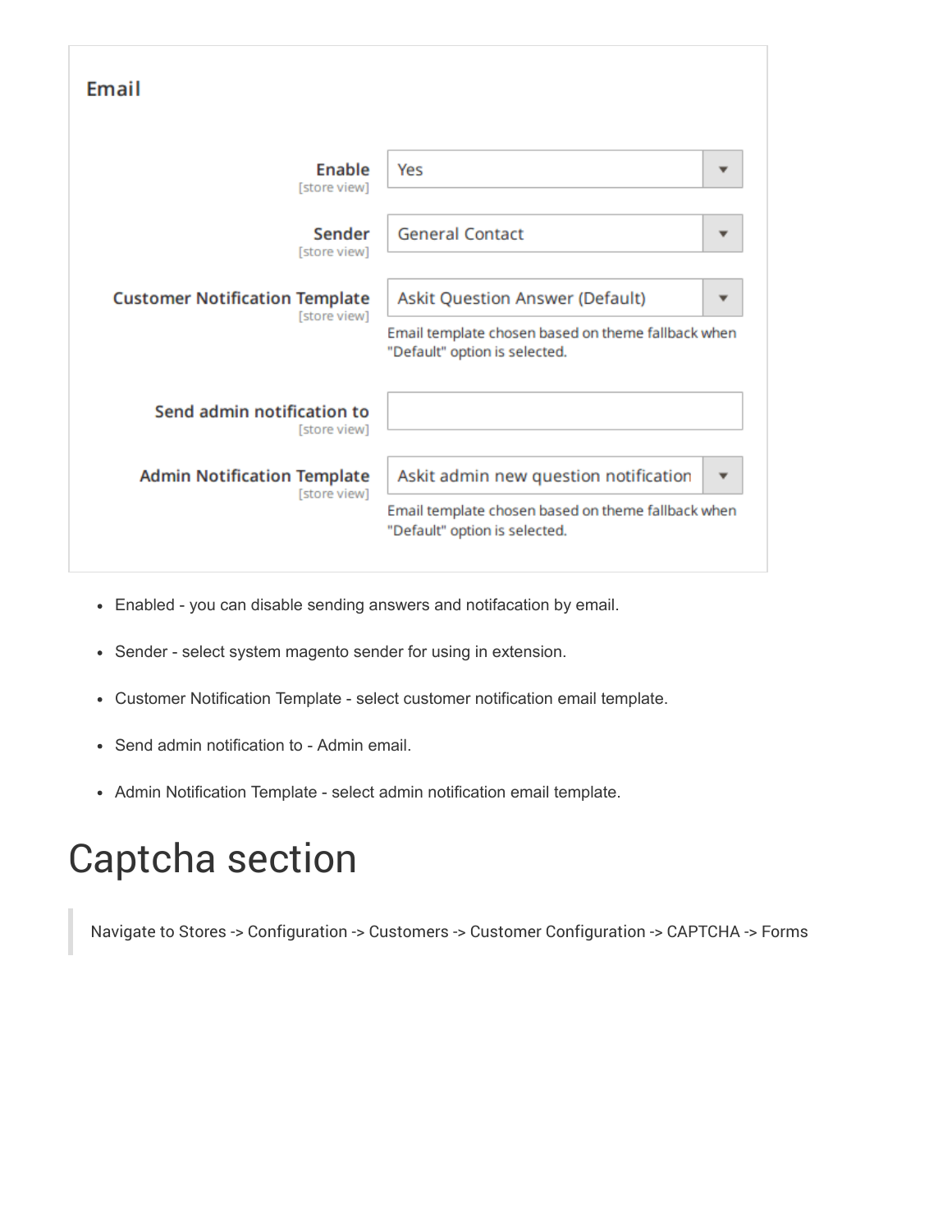## Email

| Setting | Value |
| --- | --- |
| **Enable** [store view] | Yes |
| **Sender** [store view] | General Contact |
| **Customer Notification Template** [store view] | Askit Question Answer (Default) <br> Email template chosen based on theme fallback when "Default" option is selected. |
| **Send admin notification to** [store view] | |
| **Admin Notification Template** [store view] | Askit admin new question notification <br> Email template chosen based on theme fallback when "Default" option is selected. |

- Enabled - you can disable sending answers and notifacation by email.
- Sender - select system magento sender for using in extension.
- Customer Notification Template - select customer notification email template.
- Send admin notification to - Admin email.
- Admin Notification Template - select admin notification email template.

# Captcha section

> Navigate to Stores -> Configuration -> Customers -> Customer Configuration -> CAPTCHA -> Forms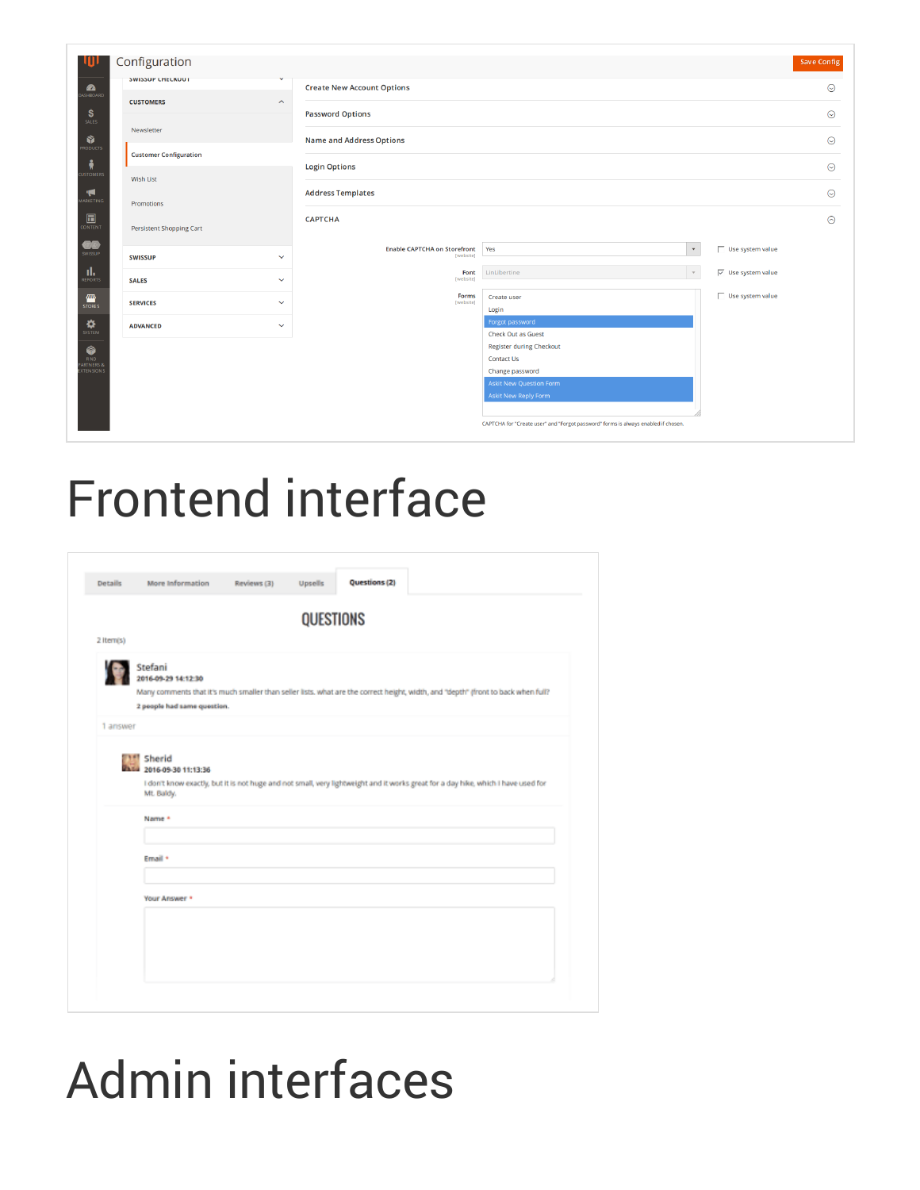# Frontend interface

# Admin interfaces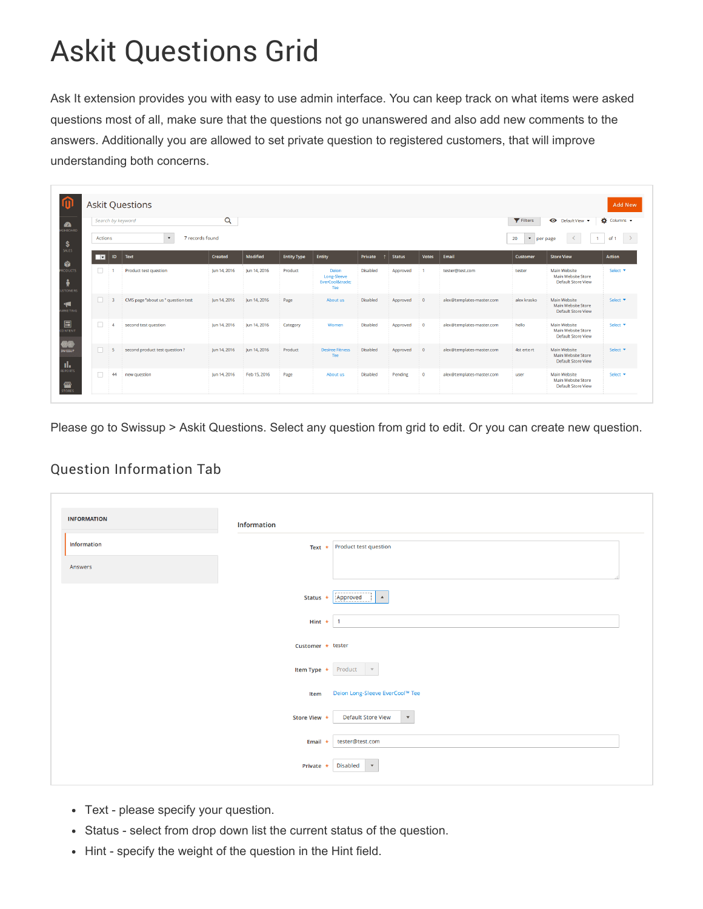# Askit Questions Grid

Ask It extension provides you with easy to use admin interface. You can keep track on what items were asked questions most of all, make sure that the questions not go unanswered and also add new comments to the answers. Additionally you are allowed to set private question to registered customers, that will improve understanding both concerns.

Please go to Swissup > Askit Questions. Select any question from grid to edit. Or you can create new question.

## Question Information Tab

- Text - please specify your question.
- Status - select from drop down list the current status of the question.
- Hint - specify the weight of the question in the Hint field.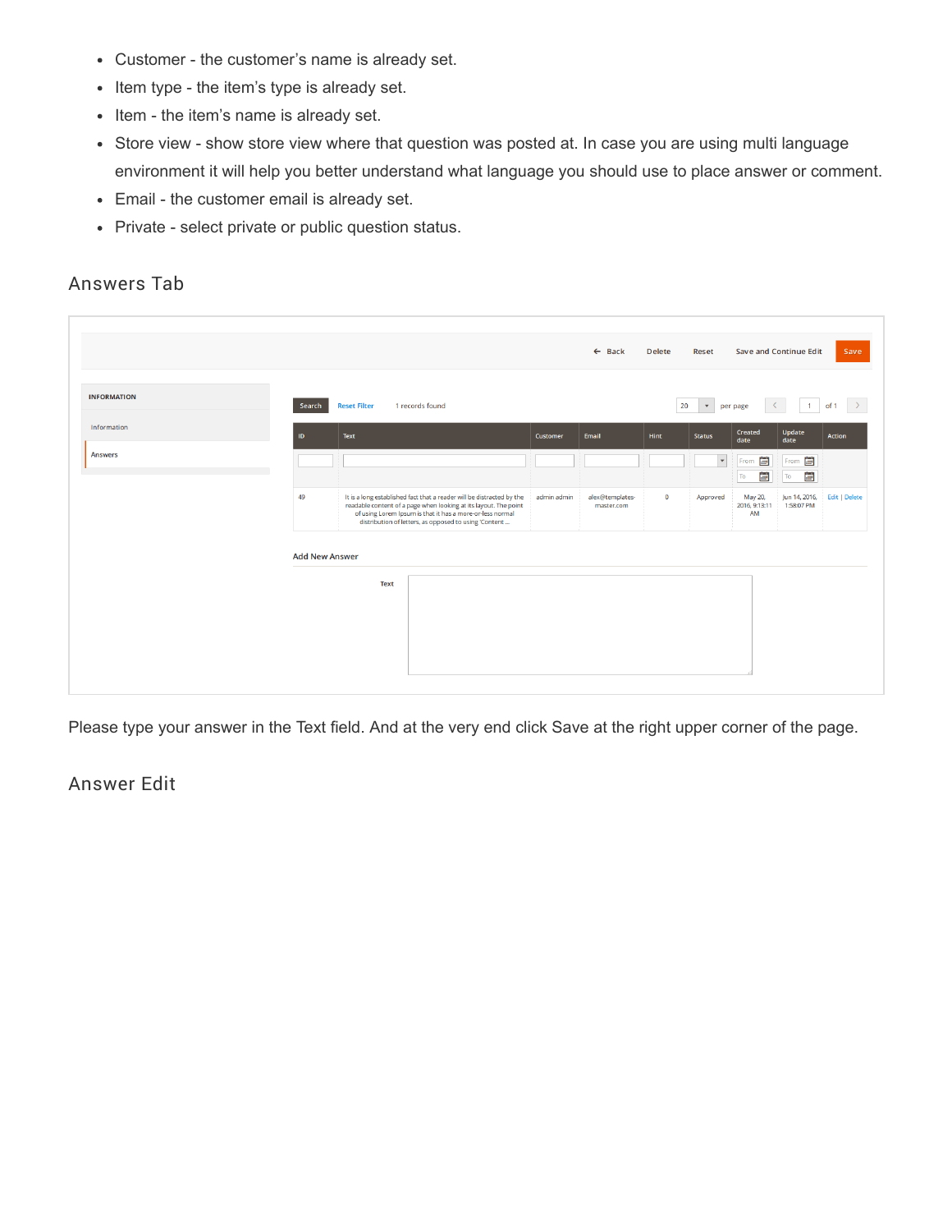- Customer - the customer's name is already set.
- Item type - the item's type is already set.
- Item - the item's name is already set.
- Store view - show store view where that question was posted at. In case you are using multi language environment it will help you better understand what language you should use to place answer or comment.
- Email - the customer email is already set.
- Private - select private or public question status.

## Answers Tab

Please type your answer in the Text field. And at the very end click Save at the right upper corner of the page.

## Answer Edit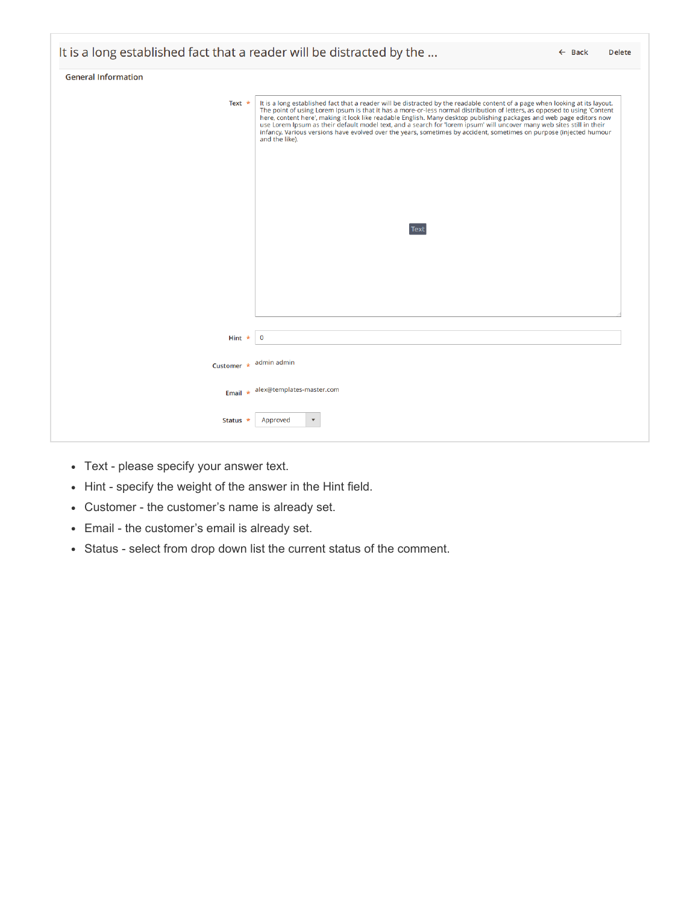It is a long established fact that a reader will be distracted by the ... ← Back Delete

General Information

Text * It is a long established fact that a reader will be distracted by the readable content of a page when looking at its layout. The point of using Lorem Ipsum is that it has a more-or-less normal distribution of letters, as opposed to using 'Content here, content here', making it look like readable English. Many desktop publishing packages and web page editors now use Lorem Ipsum as their default model text, and a search for 'lorem ipsum' will uncover many web sites still in their infancy. Various versions have evolved over the years, sometimes by accident, sometimes on purpose (injected humour and the like).

Text

Hint * 0

Customer * admin admin

Email * alex@templates-master.com

Status * Approved

- Text - please specify your answer text.
- Hint - specify the weight of the answer in the Hint field.
- Customer - the customer's name is already set.
- Email - the customer's email is already set.
- Status - select from drop down list the current status of the comment.